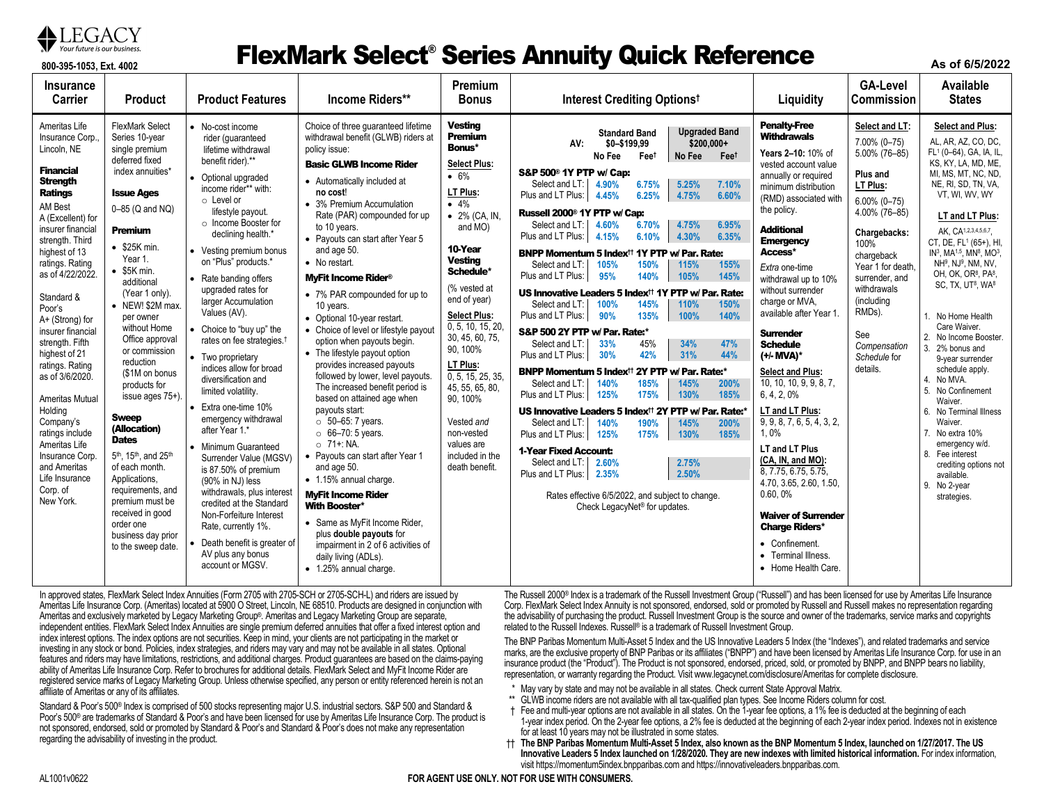LEGACY
Your future is our business.

800-395-1053, Ext. 4002

# FlexMark Select® Series Annuity Quick Reference

As of 6/5/2022

| Insurance Carrier | Product | Product Features | Income Riders** | Premium Bonus | Interest Crediting Options† | Liquidity | GA-Level Commission | Available States |
|---|---|---|---|---|---|---|---|---|
| Ameritas Life Insurance Corp., Lincoln, NE<br><br>**Financial Strength Ratings**<br>AM Best A (Excellent) for insurer financial strength. Third highest of 13 ratings. Rating as of 4/22/2022.<br><br>Standard & Poor's A+ (Strong) for insurer financial strength. Fifth highest of 21 ratings. Rating as of 3/6/2020.<br><br>Ameritas Mutual Holding Company's ratings include Ameritas Life Insurance Corp. and Ameritas Life Insurance Corp. of New York. | FlexMark Select Series 10-year single premium deferred fixed index annuities*<br><br>**Issue Ages**<br>0–85 (Q and NQ)<br><br>**Premium**<br>• $25K min. Year 1.<br>• $5K min. additional (Year 1 only).<br>• NEW! $2M max. per owner without Home Office approval or commission reduction ($1M on bonus products for issue ages 75+).<br><br>**Sweep (Allocation) Dates**<br>5th, 15th, and 25th of each month. Applications, requirements, and premium must be received in good order one business day prior to the sweep date. | • No-cost income rider (guaranteed lifetime withdrawal benefit rider).**<br>• Optional upgraded income rider** with:<br>  ○ Level or lifestyle payout.<br>  ○ Income Booster for declining health.*<br>• Vesting premium bonus on "Plus" products.*<br>• Rate banding offers upgraded rates for larger Accumulation Values (AV).<br>• Choice to "buy up" the rates on fee strategies.†<br>• Two proprietary indices allow for broad diversification and limited volatility.<br>• Extra one-time 10% emergency withdrawal after Year 1.*<br>• Minimum Guaranteed Surrender Value (MGSV) is 87.50% of premium (90% in NJ) less withdrawals, plus interest credited at the Standard Non-Forfeiture Interest Rate, currently 1%.<br>• Death benefit is greater of AV plus any bonus account or MGSV. | Choice of three guaranteed lifetime withdrawal benefit (GLWB) riders at policy issue:<br><br>**Basic GLWB Income Rider**<br>• Automatically included at **no cost**!<br>• 3% Premium Accumulation Rate (PAR) compounded for up to 10 years.<br>• Payouts can start after Year 5 and age 50.<br>• No restart.<br><br>**MyFit Income Rider®**<br>• 7% PAR compounded for up to 10 years.<br>• Optional 10-year restart.<br>• Choice of level or lifestyle payout option when payouts begin.<br>• The lifestyle payout option provides increased payouts followed by lower, level payouts. The increased benefit period is based on attained age when payouts start:<br>  ○ 50–65: 7 years.<br>  ○ 66–70: 5 years.<br>  ○ 71+: NA.<br>• Payouts can start after Year 1 and age 50.<br>• 1.15% annual charge.<br><br>**MyFit Income Rider With Booster***<br>• Same as MyFit Income Rider, plus **double payouts** for impairment in 2 of 6 activities of daily living (ADLs).<br>• 1.25% annual charge. | **Vesting Premium Bonus***<br>**Select Plus:**<br>• 6%<br>**LT Plus:**<br>• 4%<br>• 2% (CA, IN, and MO)<br><br>**10-Year Vesting Schedule***<br>(% vested at end of year)<br>**Select Plus:**<br>0, 5, 10, 15, 20, 30, 45, 60, 75, 90, 100%<br>**LT Plus:**<br>0, 5, 15, 25, 35, 45, 55, 65, 80, 90, 100%<br><br>Vested *and* non-vested values are included in the death benefit. | *(see Interest Crediting Options table below)* | **Penalty-Free Withdrawals**<br>**Years 2–10:** 10% of vested account value annually or required minimum distribution (RMD) associated with the policy.<br><br>**Additional Emergency Access***<br>*Extra* one-time withdrawal up to 10% without surrender charge or MVA, available after Year 1.<br><br>**Surrender Schedule (+/- MVA)***<br>**Select and Plus:**<br>10, 10, 10, 9, 9, 8, 7, 6, 4, 2, 0%<br>**LT and LT Plus:**<br>9, 9, 8, 7, 6, 5, 4, 3, 2, 1, 0%<br>**LT and LT Plus (CA, IN, and MO):**<br>8, 7.75, 6.75, 5.75, 4.70, 3.65, 2.60, 1.50, 0.60, 0%<br><br>**Waiver of Surrender Charge Riders***<br>• Confinement.<br>• Terminal Illness.<br>• Home Health Care. | **Select and LT:**<br>7.00% (0–75)<br>5.00% (76–85)<br><br>**Plus and LT Plus:**<br>6.00% (0–75)<br>4.00% (76–85)<br><br>**Chargebacks:**<br>100% chargeback Year 1 for death, surrender, and withdrawals (including RMDs).<br><br>See *Compensation Schedule* for details. | **Select and Plus:**<br>AL, AR, AZ, CO, DC, FL[1] (0–64), GA, IA, IL, KS, KY, LA, MD, ME, MI, MS, MT, NC, ND, NE, RI, SD, TN, VA, VT, WI, WV, WY<br><br>**LT and LT Plus:**<br>AK, CA[1,2,3,4,5,6,7], CT, DE, FL[1] (65+), HI, IN[3], MA[1,5], MN[8], MO[3], NH[9], NJ[8], NM, NV, OH, OK, OR[8], PA[8], SC, TX, UT[8], WA[8]<br><br>1. No Home Health Care Waiver.<br>2. No Income Booster.<br>3. 2% bonus and 9-year surrender schedule apply.<br>4. No MVA.<br>5. No Confinement Waiver.<br>6. No Terminal Illness Waiver.<br>7. No extra 10% emergency w/d.<br>8. Fee interest crediting options not available.<br>9. No 2-year strategies. |

**Interest Crediting Options†**

| AV: | Standard Band $0–$199,99 No Fee | Standard Band Fee† | Upgraded Band $200,000+ No Fee | Upgraded Band Fee† |
|---|---|---|---|---|
| **S&P 500® 1Y PTP w/ Cap:** | | | | |
| Select and LT: | 4.90% | 6.75% | 5.25% | 7.10% |
| Plus and LT Plus: | 4.45% | 6.25% | 4.75% | 6.60% |
| **Russell 2000® 1Y PTP w/ Cap:** | | | | |
| Select and LT: | 4.60% | 6.70% | 4.75% | 6.95% |
| Plus and LT Plus: | 4.15% | 6.10% | 4.30% | 6.35% |
| **BNPP Momentum 5 Index†† 1Y PTP w/ Par. Rate:** | | | | |
| Select and LT: | 105% | 150% | 115% | 155% |
| Plus and LT Plus: | 95% | 140% | 105% | 145% |
| **US Innovative Leaders 5 Index†† 1Y PTP w/ Par. Rate:** | | | | |
| Select and LT: | 100% | 145% | 110% | 150% |
| Plus and LT Plus: | 90% | 135% | 100% | 140% |
| **S&P 500 2Y PTP w/ Par. Rate:*** | | | | |
| Select and LT: | 33% | 45% | 34% | 47% |
| Plus and LT Plus: | 30% | 42% | 31% | 44% |
| **BNPP Momentum 5 Index†† 2Y PTP w/ Par. Rate:*** | | | | |
| Select and LT: | 140% | 185% | 145% | 200% |
| Plus and LT Plus: | 125% | 175% | 130% | 185% |
| **US Innovative Leaders 5 Index†† 2Y PTP w/ Par. Rate:*** | | | | |
| Select and LT: | 140% | 190% | 145% | 200% |
| Plus and LT Plus: | 125% | 175% | 130% | 185% |
| **1-Year Fixed Account:** | | | | |
| Select and LT: | 2.60% | | 2.75% | |
| Plus and LT Plus: | 2.35% | | 2.50% | |

Rates effective 6/5/2022, and subject to change. Check LegacyNet® for updates.

In approved states, FlexMark Select Index Annuities (Form 2705 with 2705-SCH or 2705-SCH-L) and riders are issued by Ameritas Life Insurance Corp. (Ameritas) located at 5900 O Street, Lincoln, NE 68510. Products are designed in conjunction with Ameritas and exclusively marketed by Legacy Marketing Group®. Ameritas and Legacy Marketing Group are separate, independent entities. FlexMark Select Index Annuities are single premium deferred annuities that offer a fixed interest option and index interest options. The index options are not securities. Keep in mind, your clients are not participating in the market or investing in any stock or bond. Policies, index strategies, and riders may vary and may not be available in all states. Optional features and riders may have limitations, restrictions, and additional charges. Product guarantees are based on the claims-paying ability of Ameritas Life Insurance Corp. Refer to brochures for additional details. FlexMark Select and MyFit Income Rider are registered service marks of Legacy Marketing Group. Unless otherwise specified, any person or entity referenced herein is not an affiliate of Ameritas or any of its affiliates.

Standard & Poor's 500® Index is comprised of 500 stocks representing major U.S. industrial sectors. S&P 500 and Standard & Poor's 500® are trademarks of Standard & Poor's and have been licensed for use by Ameritas Life Insurance Corp. The product is not sponsored, endorsed, sold or promoted by Standard & Poor's and Standard & Poor's does not make any representation regarding the advisability of investing in the product.

The Russell 2000® Index is a trademark of the Russell Investment Group ("Russell") and has been licensed for use by Ameritas Life Insurance Corp. FlexMark Select Index Annuity is not sponsored, endorsed, sold or promoted by Russell and Russell makes no representation regarding the advisability of purchasing the product. Russell Investment Group is the source and owner of the trademarks, service marks and copyrights related to the Russell Indexes. Russell® is a trademark of Russell Investment Group.

The BNP Paribas Momentum Multi-Asset 5 Index and the US Innovative Leaders 5 Index (the "Indexes"), and related trademarks and service marks, are the exclusive property of BNP Paribas or its affiliates ("BNPP") and have been licensed by Ameritas Life Insurance Corp. for use in an insurance product (the "Product"). The Product is not sponsored, endorsed, priced, sold, or promoted by BNPP, and BNPP bears no liability, representation, or warranty regarding the Product. Visit www.legacynet.com/disclosure/Ameritas for complete disclosure.

\* May vary by state and may not be available in all states. Check current State Approval Matrix.

\*\* GLWB income riders are not available with all tax-qualified plan types. See Income Riders column for cost.

† Fee and multi-year options are not available in all states. On the 1-year fee options, a 1% fee is deducted at the beginning of each 1-year index period. On the 2-year fee options, a 2% fee is deducted at the beginning of each 2-year index period. Indexes not in existence for at least 10 years may not be illustrated in some states.

†† **The BNP Paribas Momentum Multi-Asset 5 Index, also known as the BNP Momentum 5 Index, launched on 1/27/2017. The US Innovative Leaders 5 Index launched on 1/28/2020. They are new indexes with limited historical information.** For index information, visit https://momentum5index.bnpparibas.com and https://innovativeleaders.bnpparibas.com.

AL1001v0622

**FOR AGENT USE ONLY. NOT FOR USE WITH CONSUMERS.**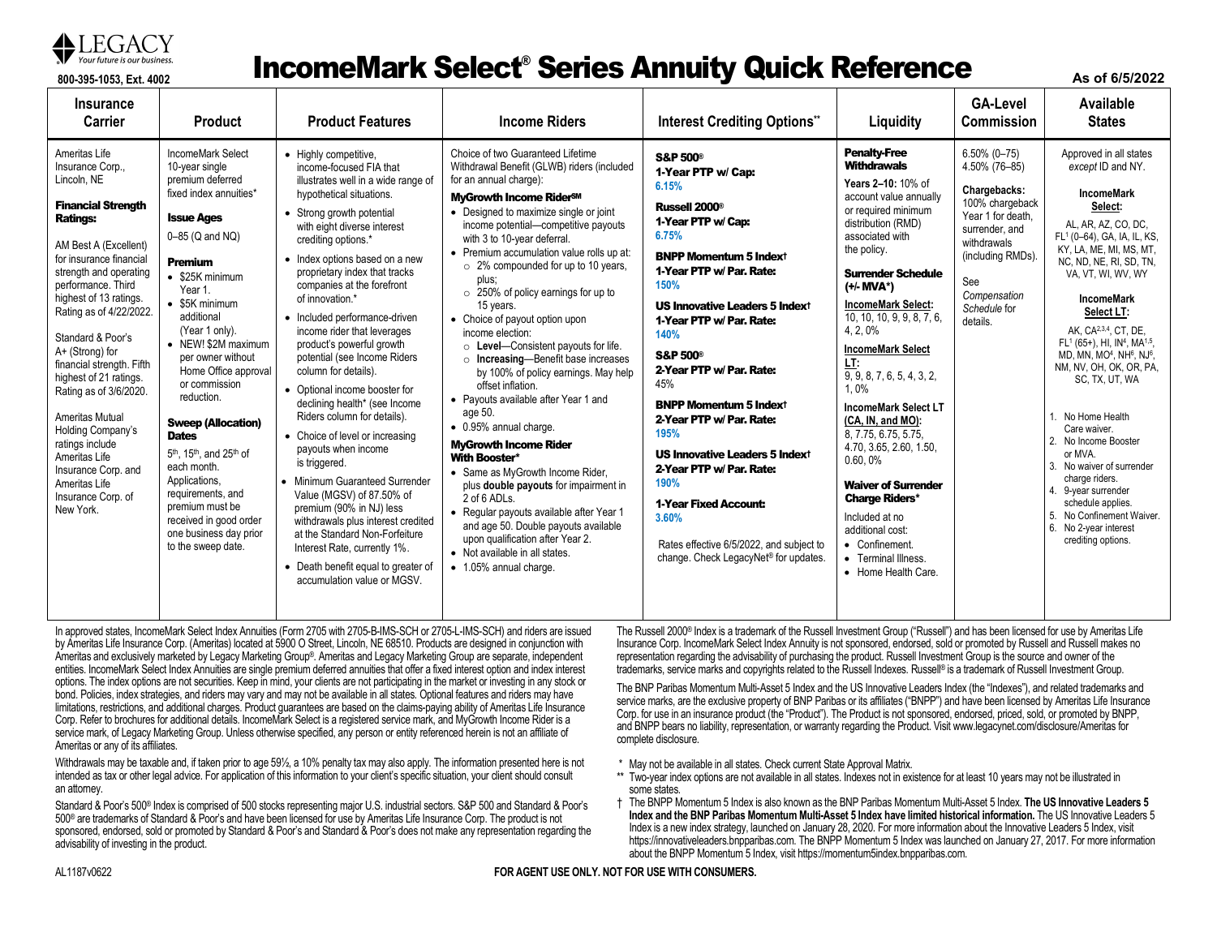LEGACY
*Your future is our business.*

800-395-1053, Ext. 4002

# IncomeMark Select® Series Annuity Quick Reference

As of 6/5/2022

| Insurance Carrier | Product | Product Features | Income Riders | Interest Crediting Options** | Liquidity | GA-Level Commission | Available States |
|---|---|---|---|---|---|---|---|
| Ameritas Life Insurance Corp., Lincoln, NE<br><br>**Financial Strength Ratings:**<br><br>AM Best A (Excellent) for insurance financial strength and operating performance. Third highest of 13 ratings. Rating as of 4/22/2022.<br><br>Standard & Poor's A+ (Strong) for financial strength. Fifth highest of 21 ratings. Rating as of 3/6/2020.<br><br>Ameritas Mutual Holding Company's ratings include Ameritas Life Insurance Corp. and Ameritas Life Insurance Corp. of New York. | IncomeMark Select 10-year single premium deferred fixed index annuities*<br><br>**Issue Ages**<br>0–85 (Q and NQ)<br><br>**Premium**<br>• $25K minimum Year 1.<br>• $5K minimum additional (Year 1 only).<br>• NEW! $2M maximum per owner without Home Office approval or commission reduction.<br><br>**Sweep (Allocation) Dates**<br>5th, 15th, and 25th of each month. Applications, requirements, and premium must be received in good order one business day prior to the sweep date. | • Highly competitive, income-focused FIA that illustrates well in a wide range of hypothetical situations.<br>• Strong growth potential with eight diverse interest crediting options.*<br>• Index options based on a new proprietary index that tracks companies at the forefront of innovation.*<br>• Included performance-driven income rider that leverages product's powerful growth potential (see Income Riders column for details).<br>• Optional income booster for declining health* (see Income Riders column for details).<br>• Choice of level or increasing payouts when income is triggered.<br>• Minimum Guaranteed Surrender Value (MGSV) of 87.50% of premium (90% in NJ) less withdrawals plus interest credited at the Standard Non-Forfeiture Interest Rate, currently 1%.<br>• Death benefit equal to greater of accumulation value or MGSV. | Choice of two Guaranteed Lifetime Withdrawal Benefit (GLWB) riders (included for an annual charge):<br><br>**MyGrowth Income Rider℠**<br>• Designed to maximize single or joint income potential—competitive payouts with 3 to 10-year deferral.<br>• Premium accumulation value rolls up at:<br>  ○ 2% compounded for up to 10 years, plus;<br>  ○ 250% of policy earnings for up to 15 years.<br>• Choice of payout option upon income election:<br>  ○ **Level**—Consistent payouts for life.<br>  ○ **Increasing**—Benefit base increases by 100% of policy earnings. May help offset inflation.<br>• Payouts available after Year 1 and age 50.<br>• 0.95% annual charge.<br><br>**MyGrowth Income Rider With Booster***<br>• Same as MyGrowth Income Rider, plus **double payouts** for impairment in 2 of 6 ADLs.<br>• Regular payouts available after Year 1 and age 50. Double payouts available upon qualification after Year 2.<br>• Not available in all states.<br>• 1.05% annual charge. | **S&P 500®**<br>**1-Year PTP w/ Cap:**<br>6.15%<br><br>**Russell 2000®**<br>**1-Year PTP w/ Cap:**<br>6.75%<br><br>**BNPP Momentum 5 Index†**<br>**1-Year PTP w/ Par. Rate:**<br>150%<br><br>**US Innovative Leaders 5 Index†**<br>**1-Year PTP w/ Par. Rate:**<br>140%<br><br>**S&P 500®**<br>**2-Year PTP w/ Par. Rate:**<br>45%<br><br>**BNPP Momentum 5 Index†**<br>**2-Year PTP w/ Par. Rate:**<br>195%<br><br>**US Innovative Leaders 5 Index†**<br>**2-Year PTP w/ Par. Rate:**<br>190%<br><br>**1-Year Fixed Account:**<br>3.60%<br><br>Rates effective 6/5/2022, and subject to change. Check LegacyNet® for updates. | **Penalty-Free Withdrawals**<br>**Years 2–10:** 10% of account value annually or required minimum distribution (RMD) associated with the policy.<br><br>**Surrender Schedule (+/- MVA*)**<br>**IncomeMark Select:**<br>10, 10, 10, 9, 9, 8, 7, 6, 4, 2, 0%<br>**IncomeMark Select LT:**<br>9, 9, 8, 7, 6, 5, 4, 3, 2, 1, 0%<br>**IncomeMark Select LT (CA, IN, and MO):**<br>8, 7.75, 6.75, 5.75, 4.70, 3.65, 2.60, 1.50, 0.60, 0%<br><br>**Waiver of Surrender Charge Riders***<br>Included at no additional cost:<br>• Confinement.<br>• Terminal Illness.<br>• Home Health Care. | 6.50% (0–75)<br>4.50% (76–85)<br><br>**Chargebacks:**<br>100% chargeback Year 1 for death, surrender, and withdrawals (including RMDs).<br><br>See *Compensation Schedule* for details. | Approved in all states *except* ID and NY.<br><br>**IncomeMark Select:**<br>AL, AR, AZ, CO, DC, FL[1] (0–64), GA, IA, IL, KS, KY, LA, ME, MI, MS, MT, NC, ND, NE, RI, SD, TN, VA, VT, WI, WV, WY<br><br>**IncomeMark Select LT:**<br>AK, CA[2,3,4], CT, DE, FL[1] (65+), HI, IN[4], MA[1,5], MD, MN, MO[4], NH[6], NJ[6], NM, NV, OH, OK, OR, PA, SC, TX, UT, WA<br><br>1. No Home Health Care waiver.<br>2. No Income Booster or MVA.<br>3. No waiver of surrender charge riders.<br>4. 9-year surrender schedule applies.<br>5. No Confinement Waiver.<br>6. No 2-year interest crediting options. |

In approved states, IncomeMark Select Index Annuities (Form 2705 with 2705-B-IMS-SCH or 2705-L-IMS-SCH) and riders are issued by Ameritas Life Insurance Corp. (Ameritas) located at 5900 O Street, Lincoln, NE 68510. Products are designed in conjunction with Ameritas and exclusively marketed by Legacy Marketing Group®. Ameritas and Legacy Marketing Group are separate, independent entities. IncomeMark Select Index Annuities are single premium deferred annuities that offer a fixed interest option and index interest options. The index options are not securities. Keep in mind, your clients are not participating in the market or investing in any stock or bond. Policies, index strategies, and riders may vary and may not be available in all states. Optional features and riders may have limitations, restrictions, and additional charges. Product guarantees are based on the claims-paying ability of Ameritas Life Insurance Corp. Refer to brochures for additional details. IncomeMark Select is a registered service mark, and MyGrowth Income Rider is a service mark, of Legacy Marketing Group. Unless otherwise specified, any person or entity referenced herein is not an affiliate of Ameritas or any of its affiliates.

Withdrawals may be taxable and, if taken prior to age 59½, a 10% penalty tax may also apply. The information presented here is not intended as tax or other legal advice. For application of this information to your client's specific situation, your client should consult an attorney.

Standard & Poor's 500® Index is comprised of 500 stocks representing major U.S. industrial sectors. S&P 500 and Standard & Poor's 500® are trademarks of Standard & Poor's and have been licensed for use by Ameritas Life Insurance Corp. The product is not sponsored, endorsed, sold or promoted by Standard & Poor's and Standard & Poor's does not make any representation regarding the advisability of investing in the product.

The Russell 2000® Index is a trademark of the Russell Investment Group ("Russell") and has been licensed for use by Ameritas Life Insurance Corp. IncomeMark Select Index Annuity is not sponsored, endorsed, sold or promoted by Russell and Russell makes no representation regarding the advisability of purchasing the product. Russell Investment Group is the source and owner of the trademarks, service marks and copyrights related to the Russell Indexes. Russell® is a trademark of Russell Investment Group.

The BNP Paribas Momentum Multi-Asset 5 Index and the US Innovative Leaders 5 Index (the "Indexes"), and related trademarks and service marks, are the exclusive property of BNP Paribas or its affiliates ("BNPP") and have been licensed by Ameritas Life Insurance Corp. for use in an insurance product (the "Product"). The Product is not sponsored, endorsed, priced, sold, or promoted by BNPP, and BNPP bears no liability, representation, or warranty regarding the Product. Visit www.legacynet.com/disclosure/Ameritas for complete disclosure.

\* May not be available in all states. Check current State Approval Matrix.

** Two-year index options are not available in all states. Indexes not in existence for at least 10 years may not be illustrated in some states.

† The BNPP Momentum 5 Index is also known as the BNP Paribas Momentum Multi-Asset 5 Index. **The US Innovative Leaders 5 Index and the BNP Paribas Momentum Multi-Asset 5 Index have limited historical information.** The US Innovative Leaders 5 Index is a new index strategy, launched on January 28, 2020. For more information about the Innovative Leaders 5 Index, visit https://innovativeleaders.bnpparibas.com. The BNPP Momentum 5 Index was launched on January 27, 2017. For more information about the BNPP Momentum 5 Index, visit https://momentum5index.bnpparibas.com.

AL1187v0622

**FOR AGENT USE ONLY. NOT FOR USE WITH CONSUMERS.**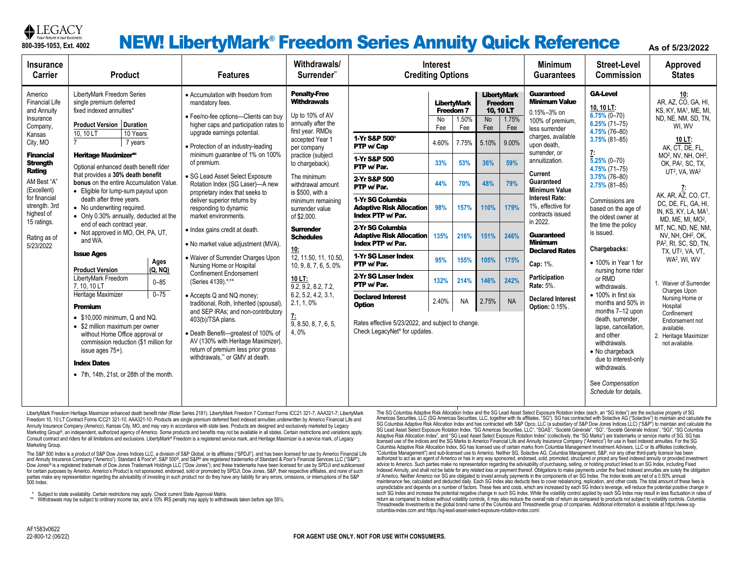LEGACY
*Your future is our business.*
800-395-1053, Ext. 4002

# NEW! LibertyMark® Freedom Series Annuity Quick Reference

As of 5/23/2022

## Insurance Carrier

Americo Financial Life and Annuity Insurance Company, Kansas City, MO

**Financial Strength Rating**

AM Best "A" (Excellent) for financial strength. 3rd highest of 15 ratings.

Rating as of 5/23/2022

## Product

LibertyMark Freedom Series single premium deferred fixed indexed annuities*

| Product Version | Duration |
|---|---|
| 10, 10 LT | 10 Years |
| 7 | 7 years |

**Heritage Maximizer℠**

Optional enhanced death benefit rider that provides a **30% death benefit bonus** on the entire Accumulation Value.

- Eligible for lump-sum payout upon death after three years.
- No underwriting required.
- Only 0.30% annually, deducted at the end of each contract year.
- Not approved in MO, OH, PA, UT, and WA.

**Issue Ages**

| Product Version | Ages (Q, NQ) |
|---|---|
| LibertyMark Freedom 7, 10, 10 LT | 0–85 |
| Heritage Maximizer | 0–75 |

**Premium**

- $10,000 minimum, Q and NQ.
- $2 million maximum per owner without Home Office approval or commission reduction ($1 million for issue ages 75+).

**Index Dates**

- 7th, 14th, 21st, or 28th of the month.

## Features

- Accumulation with freedom from mandatory fees.
- Fee/no-fee options—Clients can buy higher caps and participation rates to upgrade earnings potential.
- Protection of an industry-leading minimum guarantee of 1% on 100% of premium.
- SG Lead Asset Select Exposure Rotation Index (SG Laser)—A new proprietary index that seeks to deliver superior returns by responding to dynamic market environments.
- Index gains credit at death.
- No market value adjustment (MVA).
- Waiver of Surrender Charges Upon Nursing Home or Hospital Confinement Endorsement (Series 4139).*,**
- Accepts Q and NQ money; traditional, Roth, Inherited (spousal), and SEP IRAs; and non-contributory 403(b)/TSA plans.
- Death Benefit—greatest of 100% of AV (130% with Heritage Maximizer), return of premium less prior gross withdrawals,** or GMV at death.

## Withdrawals/Surrender**

**Penalty-Free Withdrawals**

Up to 10% of AV annually after the first year. RMDs accepted Year 1 per company practice (subject to chargeback).

The minimum withdrawal amount is $500, with a minimum remaining surrender value of $2,000.

**Surrender Schedules**

10:
12, 11.50, 11, 10.50, 10, 9, 8, 7, 6, 5, 0%

10 LT:
9.2, 9.2, 8.2, 7.2, 6.2, 5.2, 4.2, 3.1, 2.1, 1, 0%

7:
9, 8.50, 8, 7, 6, 5, 4, 0%

## Interest Crediting Options

| | LibertyMark Freedom 7 | | LibertyMark Freedom 10, 10 LT | |
|---|---|---|---|---|
| | No Fee | 1.50% Fee | No Fee | 1.75% Fee |
| **1-Yr S&P 500® PTP w/ Cap** | 4.60% | 7.75% | 5.10% | 9.00% |
| **1-Yr S&P 500 PTP w/ Par.** | 33% | 53% | 36% | 59% |
| **2-Yr S&P 500 PTP w/ Par.** | 44% | 70% | 48% | 79% |
| **1-Yr SG Columbia Adaptive Risk Allocation Index PTP w/ Par.** | 98% | 157% | 110% | 179% |
| **2-Yr SG Columbia Adaptive Risk Allocation Index PTP w/ Par.** | 135% | 216% | 151% | 246% |
| **1-Yr SG Laser Index PTP w/ Par.** | 95% | 155% | 105% | 175% |
| **2-Yr SG Laser Index PTP w/ Par.** | 132% | 214% | 146% | 242% |
| **Declared Interest Option** | 2.40% | NA | 2.75% | NA |

Rates effective 5/23/2022, and subject to change. Check LegacyNet® for updates.

## Minimum Guarantees

**Guaranteed Minimum Value**

0.15%–3% on 100% of premium, less surrender charges, available upon death, surrender, or annuitization.

**Current Guaranteed Minimum Value Interest Rate:** 1%, effective for contracts issued in 2022.

**Guaranteed Minimum Declared Rates**

**Cap:** 1%.

**Participation Rate:** 5%.

**Declared Interest Option:** 0.15%.

## Street-Level Commission

**GA-Level**

10, 10 LT:
6.75% (0–70)
6.25% (71–75)
4.75% (76–80)
3.75% (81–85)

7:
5.25% (0–70)
4.75% (71–75)
3.75% (76–80)
2.75% (81–85)

Commissions are based on the age of the oldest owner at the time the policy is issued.

**Chargebacks:**

- 100% in Year 1 for nursing home rider or RMD withdrawals.
- 100% in first six months and 50% in months 7–12 upon death, surrender, lapse, cancellation, and other withdrawals.
- No chargeback due to interest-only withdrawals.

See *Compensation Schedule* for details.

## Approved States

10:
AR, AZ, CO, GA, HI, KS, KY, MA[1], ME, MI, ND, NE, NM, SD, TN, WI, WV

10 LT:
AK, CT, DE, FL, MO[2], NV, NH, OH[2], OK, PA[2], SC, TX, UT[2], VA, WA[2]

7:
AK, AR, AZ, CO, CT, DC, DE, FL, GA, HI, IN, KS, KY, LA, MA[1], MD, ME, MI, MO[2], MT, NC, ND, NE, NM, NV, NH, OH[2], OK, PA[2], RI, SC, SD, TN, TX, UT[2], VA, VT, WA[2], WI, WV

1. Waiver of Surrender Charges Upon Nursing Home or Hospital Confinement Endorsement not available.
2. Heritage Maximizer not available.

---

LibertyMark Freedom Heritage Maximizer enhanced death benefit rider (Rider Series 2181). LibertyMark Freedom 7 Contract Forms ICC21 321-7, AAA321-7; LibertyMark Freedom 10, 10 LT Contract Forms ICC21 321-10, AAA321-10. Products are single premium deferred fixed indexed annuities underwritten by Americo Financial Life and Annuity Insurance Company (Americo), Kansas City, MO, and may vary in accordance with state laws. Products are designed and exclusively marketed by Legacy Marketing Group®, an independent, authorized agency of Americo. Some products and benefits may not be available in all states. Certain restrictions and variations apply. Consult contract and riders for all limitations and exclusions. LibertyMark® Freedom is a registered service mark, and Heritage Maximizer is a service mark, of Legacy Marketing Group.

The S&P 500 Index is a product of S&P Dow Jones Indices LLC, a division of S&P Global, or its affiliates ("SPDJI"), and has been licensed for use by Americo Financial Life and Annuity Insurance Company ("Americo"). Standard & Poor's®, S&P 500®, and S&P® are registered trademarks of Standard & Poor's Financial Services LLC ("S&P"); Dow Jones® is a registered trademark of Dow Jones Trademark Holdings LLC ("Dow Jones"); and these trademarks have been licensed for use by SPDJI and sublicensed for certain purposes by Americo. Americo's Product is not sponsored, endorsed, sold or promoted by SPDJI, Dow Jones, S&P, their respective affiliates, and none of such parties make any representation regarding the advisability of investing in such product nor do they have any liability for any errors, omissions, or interruptions of the S&P 500 Index.

\* Subject to state availability. Certain restrictions may apply. Check current State Approval Matrix.
\** Withdrawals may be subject to ordinary income tax, and a 10% IRS penalty may apply to withdrawals taken before age 59½.

The SG Columbia Adaptive Risk Allocation Index and the SG Lead Asset Select Exposure Rotation Index (each, an "SG Index") are the exclusive property of SG Americas Securities, LLC (SG Americas Securities, LLC, together with its affiliates, "SG"). SG has contracted with Solactive AG ("Solactive") to maintain and calculate the SG Columbia Adaptive Risk Allocation Index and has contracted with S&P Opco, LLC (a subsidiary of S&P Dow Jones Indices LLC) ("S&P") to maintain and calculate the SG Lead Asset Select Exposure Rotation Index. "SG Americas Securities, LLC", "SGAS", "Société Générale", "SG", "Société Générale Indices", "SGI", "SG Columbia Adaptive Risk Allocation Index", and "SG Lead Asset Select Exposure Rotation Index" (collectively, the "SG Marks") are trademarks or service marks of SG. SG has licensed use of the indices and the SG Marks to Americo Financial Life and Annuity Insurance Company ("Americo") for use in fixed indexed annuities. For the SG Columbia Adaptive Risk Allocation Index, SG has licensed use of certain marks from Columbia Management Investment Advisers, LLC or its affiliates (collectively, "Columbia Management") and sub-licensed use to Americo. Neither SG, Solactive AG, Columbia Management, S&P, nor any other third-party licensor has been authorized to act as an agent of Americo or has in any way sponsored, endorsed, sold, promoted, structured or priced any fixed indexed annuity or provided investment advice to Americo. Such parties make no representation regarding the advisability of purchasing, selling, or holding product linked to an SG Index, including Fixed Indexed Annuity, and shall not be liable for any related loss or payment thereof. Obligations to make payments under the fixed indexed annuities are solely the obligation of Americo. Neither Americo nor SG are obligated to invest annuity payments in the components of an SG Index. The Index levels are net of a 0.50% annual maintenance fee, calculated and deducted daily. Each SG Index also deducts fees to cover rebalancing, replication, and other costs. The total amount of these fees is unpredictable and depends on a number of factors. These fees and costs, which are increased by each SG Index's leverage, will reduce the potential positive change in such SG Index and increase the potential negative change in such SG Index. While the volatility control applied by each SG Index may result in less fluctuation in rates of return as compared to indices without volatility controls, it may also reduce the overall rate of return as compared to products not subject to volatility controls. Columbia Threadneedle Investments is the global brand name of the Columbia and Threadneedle group of companies. Additional information is available at https://www.sg-columbia-index.com and https://sg-lead-asset-select-exposure-rotation-index.com/.

AF1583v0622
22-800-12 (06/22)

**FOR AGENT USE ONLY. NOT FOR USE WITH CONSUMERS.**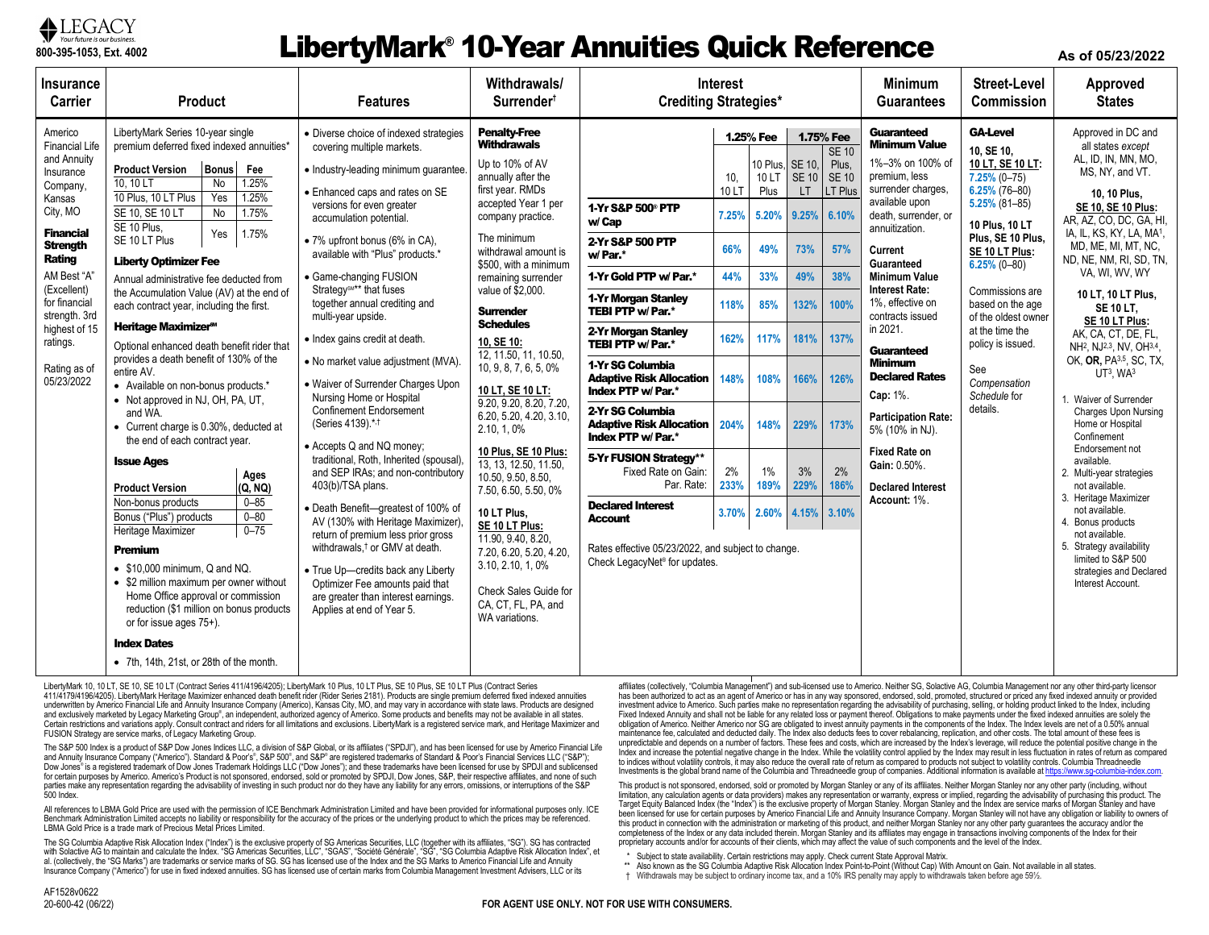LEGACY
*Your future is our business.*
800-395-1053, Ext. 4002

# LibertyMark® 10-Year Annuities Quick Reference

As of 05/23/2022

## Insurance Carrier

Americo Financial Life and Annuity Insurance Company, Kansas City, MO

**Financial Strength Rating**

AM Best "A" (Excellent) for financial strength. 3rd highest of 15 ratings.

Rating as of 05/23/2022

## Product

LibertyMark Series 10-year single premium deferred fixed indexed annuities*

| Product Version | Bonus | Fee |
|---|---|---|
| 10, 10 LT | No | 1.25% |
| 10 Plus, 10 LT Plus | Yes | 1.25% |
| SE 10, SE 10 LT | No | 1.75% |
| SE 10 Plus, SE 10 LT Plus | Yes | 1.75% |

**Liberty Optimizer Fee**

Annual administrative fee deducted from the Accumulation Value (AV) at the end of each contract year, including the first.

**Heritage Maximizer℠**

Optional enhanced death benefit rider that provides a death benefit of 130% of the entire AV.

- Available on non-bonus products.*
- Not approved in NJ, OH, PA, UT, and WA.
- Current charge is 0.30%, deducted at the end of each contract year.

**Issue Ages**

| Product Version | Ages (Q, NQ) |
|---|---|
| Non-bonus products | 0–85 |
| Bonus ("Plus") products | 0–80 |
| Heritage Maximizer | 0–75 |

**Premium**

- $10,000 minimum, Q and NQ.
- $2 million maximum per owner without Home Office approval or commission reduction ($1 million on bonus products or for issue ages 75+).

**Index Dates**

- 7th, 14th, 21st, or 28th of the month.

## Features

- Diverse choice of indexed strategies covering multiple markets.
- Industry-leading minimum guarantee.
- Enhanced caps and rates on SE versions for even greater accumulation potential.
- 7% upfront bonus (6% in CA), available with "Plus" products.*
- Game-changing FUSION Strategy℠** that fuses together annual crediting and multi-year upside.
- Index gains credit at death.
- No market value adjustment (MVA).
- Waiver of Surrender Charges Upon Nursing Home or Hospital Confinement Endorsement (Series 4139).*†
- Accepts Q and NQ money; traditional, Roth, Inherited (spousal), and SEP IRAs; and non-contributory 403(b)/TSA plans.
- Death Benefit—greatest of 100% of AV (130% with Heritage Maximizer), return of premium less prior gross withdrawals,† or GMV at death.
- True Up—credits back any Liberty Optimizer Fee amounts paid that are greater than interest earnings. Applies at end of Year 5.

## Withdrawals/ Surrender†

**Penalty-Free Withdrawals**

Up to 10% of AV annually after the first year. RMDs accepted Year 1 per company practice.

The minimum withdrawal amount is $500, with a minimum remaining surrender value of $2,000.

**Surrender Schedules**

**10, SE 10:**
12, 11.50, 11, 10.50, 10, 9, 8, 7, 6, 5, 0%

**10 LT, SE 10 LT:**
9.20, 9.20, 8.20, 7.20, 6.20, 5.20, 4.20, 3.10, 2.10, 1, 0%

**10 Plus, SE 10 Plus:**
13, 13, 12.50, 11.50, 10.50, 9.50, 8.50, 7.50, 6.50, 5.50, 0%

**10 LT Plus, SE 10 LT Plus:**
11.90, 9.40, 8.20, 7.20, 6.20, 5.20, 4.20, 3.10, 2.10, 1, 0%

Check Sales Guide for CA, CT, FL, PA, and WA variations.

## Interest Crediting Strategies*

| | 1.25% Fee | | 1.75% Fee | |
|---|---|---|---|---|
| | 10, 10 LT | 10 Plus, 10 LT Plus | SE 10, SE 10 LT | SE 10 Plus, SE 10 LT Plus |
| **1-Yr S&P 500® PTP w/ Cap** | 7.25% | 5.20% | 9.25% | 6.10% |
| **2-Yr S&P 500 PTP w/ Par.*** | 66% | 49% | 73% | 57% |
| **1-Yr Gold PTP w/ Par.*** | 44% | 33% | 49% | 38% |
| **1-Yr Morgan Stanley TEBI PTP w/ Par.*** | 118% | 85% | 132% | 100% |
| **2-Yr Morgan Stanley TEBI PTP w/ Par.*** | 162% | 117% | 181% | 137% |
| **1-Yr SG Columbia Adaptive Risk Allocation Index PTP w/ Par.*** | 148% | 108% | 166% | 126% |
| **2-Yr SG Columbia Adaptive Risk Allocation Index PTP w/ Par.*** | 204% | 148% | 229% | 173% |
| **5-Yr FUSION Strategy**** Fixed Rate on Gain: | 2% | 1% | 3% | 2% |
| Par. Rate: | 233% | 189% | 229% | 186% |
| **Declared Interest Account** | 3.70% | 2.60% | 4.15% | 3.10% |

Rates effective 05/23/2022, and subject to change. Check LegacyNet® for updates.

## Minimum Guarantees

**Guaranteed Minimum Value**

1%–3% on 100% of premium, less surrender charges, available upon death, surrender, or annuitization.

**Current Guaranteed Minimum Value Interest Rate:**
1%, effective on contracts issued in 2021.

**Guaranteed Minimum Declared Rates**

**Cap:** 1%.

**Participation Rate:** 5% (10% in NJ).

**Fixed Rate on Gain:** 0.50%.

**Declared Interest Account:** 1%.

## Street-Level Commission

**GA-Level**

**10, SE 10, 10 LT, SE 10 LT:**
7.25% (0–75)
6.25% (76–80)
5.25% (81–85)

**10 Plus, 10 LT Plus, SE 10 Plus, SE 10 LT Plus:**
6.25% (0–80)

Commissions are based on the age of the oldest owner at the time the policy is issued.

See *Compensation Schedule* for details.

## Approved States

Approved in DC and all states *except* AL, ID, IN, MN, MO, MS, NY, and VT.

**10, 10 Plus, SE 10, SE 10 Plus:**
AR, AZ, CO, DC, GA, HI, IA, IL, KS, KY, LA, MA[1], MD, ME, MI, MT, NC, ND, NE, NM, RI, SD, TN, VA, WI, WV, WY

**10 LT, 10 LT Plus, SE 10 LT, SE 10 LT Plus:**
AK, CA, CT, DE, FL, NH[2], NJ[2,3], NV, OH[3,4], OK, **OR**, PA[3,5], SC, TX, UT[3], WA[3]

1. Waiver of Surrender Charges Upon Nursing Home or Hospital Confinement Endorsement not available.
2. Multi-year strategies not available.
3. Heritage Maximizer not available.
4. Bonus products not available.
5. Strategy availability limited to S&P 500 strategies and Declared Interest Account.

---

LibertyMark 10, 10 LT, SE 10, SE 10 LT (Contract Series 411/4196/4205); LibertyMark 10 Plus, 10 LT Plus, SE 10 Plus, SE 10 LT Plus (Contract Series 411/4179/4196/4205). LibertyMark Heritage Maximizer enhanced death benefit rider (Rider Series 2181). Products are single premium deferred fixed indexed annuities underwritten by Americo Financial Life and Annuity Insurance Company (Americo), Kansas City, MO, and may vary in accordance with state laws. Products are designed and exclusively marketed by Legacy Marketing Group®, an independent, authorized agency of Americo. Some products and benefits may not be available in all states. Certain restrictions and variations apply. Consult contract and riders for all limitations and exclusions. LibertyMark is a registered service mark, and Heritage Maximizer and FUSION Strategy are service marks, of Legacy Marketing Group.

The S&P 500 Index is a product of S&P Dow Jones Indices LLC, a division of S&P Global, or its affiliates ("SPDJI"), and has been licensed for use by Americo Financial Life and Annuity Insurance Company ("Americo"). Standard & Poor's®, S&P 500®, and S&P® are registered trademarks of Standard & Poor's Financial Services LLC ("S&P"); Dow Jones® is a registered trademark of Dow Jones Trademark Holdings LLC ("Dow Jones"); and these trademarks have been licensed for use by SPDJI and sublicensed for certain purposes by Americo. Americo's Product is not sponsored, endorsed, sold or promoted by SPDJI, Dow Jones, S&P, their respective affiliates, and none of such parties make any representation regarding the advisability of investing in such product nor do they have any liability for any errors, omissions, or interruptions of the S&P 500 Index.

All references to LBMA Gold Price are used with the permission of ICE Benchmark Administration Limited and have been provided for informational purposes only. ICE Benchmark Administration Limited accepts no liability or responsibility for the accuracy of the prices or the underlying product to which the prices may be referenced. LBMA Gold Price is a trade mark of Precious Metal Prices Limited.

The SG Columbia Adaptive Risk Allocation Index ("Index") is the exclusive property of SG Americas Securities, LLC (together with its affiliates, "SG"). SG has contracted with Solactive AG to maintain and calculate the Index. "SG Americas Securities, LLC", "SGAS", "Société Générale", "SG", "SG Columbia Adaptive Risk Allocation Index", et al. (collectively, the "SG Marks") are trademarks or service marks of SG. SG has licensed use of the Index and the SG Marks to Americo Financial Life and Annuity Insurance Company ("Americo") for use in fixed indexed annuities. SG has licensed use of certain marks from Columbia Management Investment Advisers, LLC or its affiliates (collectively, "Columbia Management") and sub-licensed use to Americo. Neither SG, Solactive AG, Columbia Management nor any other third-party licensor has been authorized to act as an agent of Americo or has in any way sponsored, endorsed, sold, promoted, structured or priced any fixed indexed annuity or provided investment advice to Americo. Such parties make no representation regarding the advisability of purchasing, selling, or holding product linked to the Index, including Fixed Indexed Annuity and shall not be liable for any related loss or payment thereof. Obligations to make payments under the fixed indexed annuities are solely the obligation of Americo. Neither Americo nor SG are obligated to invest annuity payments in the components of the Index. The Index levels are net of a 0.50% annual maintenance fee, calculated and deducted daily. The Index also deducts fees to cover rebalancing, replication, and other costs. The total amount of these fees is unpredictable and depends on a number of factors. These fees and costs, which are increased by the Index's leverage, will reduce the potential positive change in the Index and increase the potential negative change in the Index. While the volatility control applied by the Index may result in less fluctuation in rates of return as compared to indices without volatility controls, it may also reduce the overall rate of return as compared to products not subject to volatility controls. Columbia Threadneedle Investments is the global brand name of the Columbia and Threadneedle group of companies. Additional information is available at https://www.sg-columbia-index.com.

This product is not sponsored, endorsed, sold or promoted by Morgan Stanley or any of its affiliates. Neither Morgan Stanley nor any other party (including, without limitation, any calculation agents or data providers) makes any representation or warranty, express or implied, regarding the advisability of purchasing this product. The Target Equity Balanced Index (the "Index") is the exclusive property of Morgan Stanley. Morgan Stanley and the Index are service marks of Morgan Stanley and have been licensed for use for certain purposes by Americo Financial Life and Annuity Insurance Company. Morgan Stanley will not have any obligation or liability to owners of this product in connection with the administration or marketing of this product, and neither Morgan Stanley nor any other party guarantees the accuracy and/or the completeness of the Index or any data included therein. Morgan Stanley and its affiliates may engage in transactions involving components of the Index for their proprietary accounts and/or for accounts of their clients, which may affect the value of such components and the level of the Index.

\* Subject to state availability. Certain restrictions may apply. Check current State Approval Matrix.
\*\* Also known as the SG Columbia Adaptive Risk Allocation Index Point-to-Point (Without Cap) With Amount on Gain. Not available in all states.
† Withdrawals may be subject to ordinary income tax, and a 10% IRS penalty may apply to withdrawals taken before age 59½.

AF1528v0622
20-600-42 (06/22)

**FOR AGENT USE ONLY. NOT FOR USE WITH CONSUMERS.**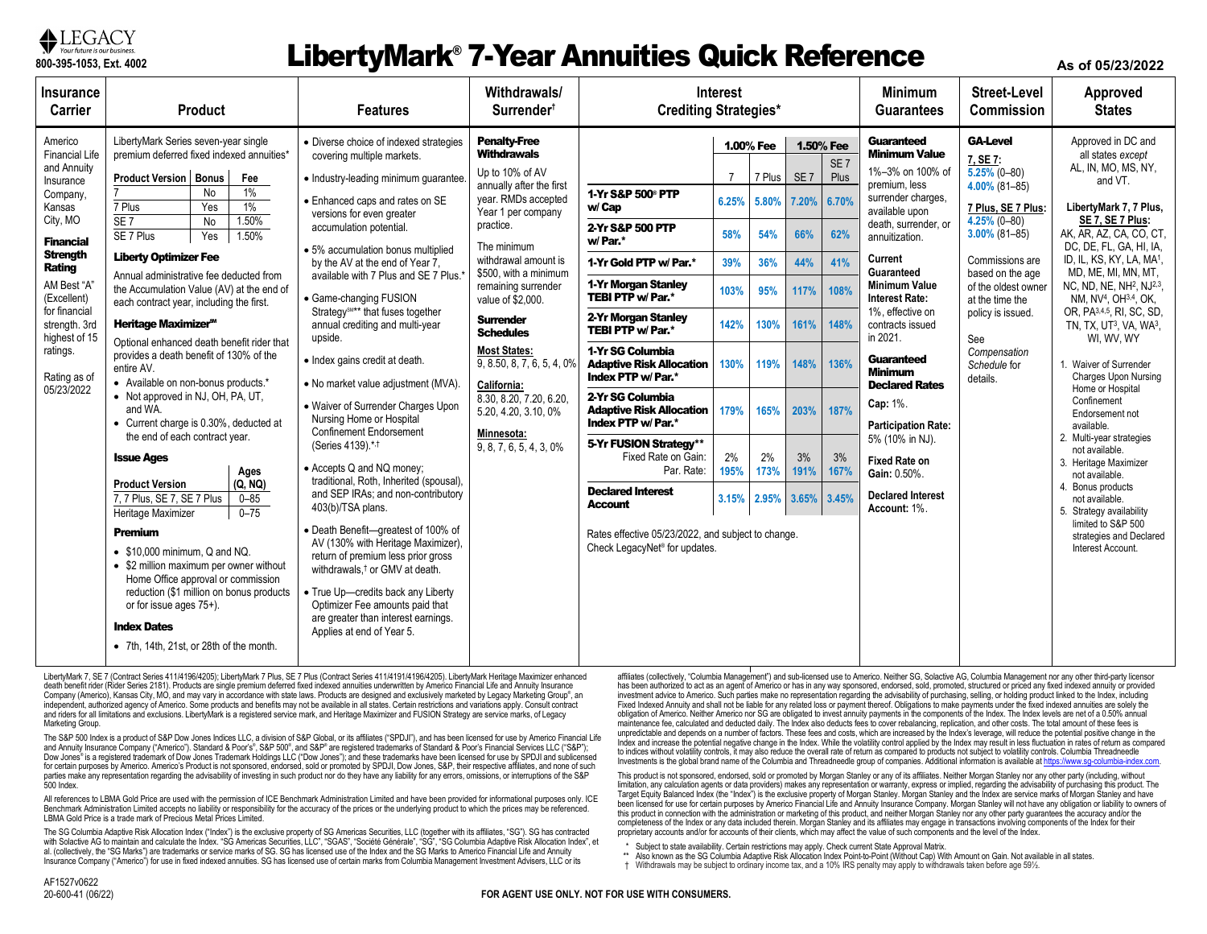LEGACY
*Your future is our business.*
800-395-1053, Ext. 4002

# LibertyMark® 7-Year Annuities Quick Reference

As of 05/23/2022

## Insurance Carrier

Americo Financial Life and Annuity Insurance Company, Kansas City, MO

**Financial Strength Rating**

AM Best "A" (Excellent) for financial strength. 3rd highest of 15 ratings.

Rating as of 05/23/2022

## Product

LibertyMark Series seven-year single premium deferred fixed indexed annuities*

| Product Version | Bonus | Fee |
|---|---|---|
| 7 | No | 1% |
| 7 Plus | Yes | 1% |
| SE 7 | No | 1.50% |
| SE 7 Plus | Yes | 1.50% |

**Liberty Optimizer Fee**

Annual administrative fee deducted from the Accumulation Value (AV) at the end of each contract year, including the first.

**Heritage Maximizer℠**

Optional enhanced death benefit rider that provides a death benefit of 130% of the entire AV.

- Available on non-bonus products.*
- Not approved in NJ, OH, PA, UT, and WA.
- Current charge is 0.30%, deducted at the end of each contract year.

**Issue Ages**

| Product Version | Ages (Q, NQ) |
|---|---|
| 7, 7 Plus, SE 7, SE 7 Plus | 0–85 |
| Heritage Maximizer | 0–75 |

**Premium**

- $10,000 minimum, Q and NQ.
- $2 million maximum per owner without Home Office approval or commission reduction ($1 million on bonus products or for issue ages 75+).

**Index Dates**

- 7th, 14th, 21st, or 28th of the month.

## Features

- Diverse choice of indexed strategies covering multiple markets.
- Industry-leading minimum guarantee.
- Enhanced caps and rates on SE versions for even greater accumulation potential.
- 5% accumulation bonus multiplied by the AV at the end of Year 7, available with 7 Plus and SE 7 Plus.*
- Game-changing FUSION Strategy℠** that fuses together annual crediting and multi-year upside.
- Index gains credit at death.
- No market value adjustment (MVA).
- Waiver of Surrender Charges Upon Nursing Home or Hospital Confinement Endorsement (Series 4139).*,†
- Accepts Q and NQ money; traditional, Roth, Inherited (spousal), and SEP IRAs; and non-contributory 403(b)/TSA plans.
- Death Benefit—greatest of 100% of AV (130% with Heritage Maximizer), return of premium less prior gross withdrawals,† or GMV at death.
- True Up—credits back any Liberty Optimizer Fee amounts paid that are greater than interest earnings. Applies at end of Year 5.

## Withdrawals/Surrender†

**Penalty-Free Withdrawals**

Up to 10% of AV annually after the first year. RMDs accepted Year 1 per company practice.

The minimum withdrawal amount is $500, with a minimum remaining surrender value of $2,000.

**Surrender Schedules**

**Most States:**
9, 8.50, 8, 7, 6, 5, 4, 0%

**California:**
8.30, 8.20, 7.20, 6.20, 5.20, 4.20, 3.10, 0%

**Minnesota:**
9, 8, 7, 6, 5, 4, 3, 0%

## Interest Crediting Strategies*

| | 1.00% Fee | | 1.50% Fee | |
|---|---|---|---|---|
| | 7 | 7 Plus | SE 7 | SE 7 Plus |
| **1-Yr S&P 500® PTP w/ Cap** | 6.25% | 5.80% | 7.20% | 6.70% |
| **2-Yr S&P 500 PTP w/ Par.*** | 58% | 54% | 66% | 62% |
| **1-Yr Gold PTP w/ Par.*** | 39% | 36% | 44% | 41% |
| **1-Yr Morgan Stanley TEBI PTP w/ Par.*** | 103% | 95% | 117% | 108% |
| **2-Yr Morgan Stanley TEBI PTP w/ Par.*** | 142% | 130% | 161% | 148% |
| **1-Yr SG Columbia Adaptive Risk Allocation Index PTP w/ Par.*** | 130% | 119% | 148% | 136% |
| **2-Yr SG Columbia Adaptive Risk Allocation Index PTP w/ Par.*** | 179% | 165% | 203% | 187% |
| **5-Yr FUSION Strategy\*\*** Fixed Rate on Gain: | 2% | 2% | 3% | 3% |
| Par. Rate: | 195% | 173% | 191% | 167% |
| **Declared Interest Account** | 3.15% | 2.95% | 3.65% | 3.45% |

Rates effective 05/23/2022, and subject to change. Check LegacyNet® for updates.

## Minimum Guarantees

**Guaranteed Minimum Value**

1%–3% on 100% of premium, less surrender charges, available upon death, surrender, or annuitization.

**Current Guaranteed Minimum Value Interest Rate:**

1%, effective on contracts issued in 2021.

**Guaranteed Minimum Declared Rates**

**Cap:** 1%.

**Participation Rate:** 5% (10% in NJ).

**Fixed Rate on Gain:** 0.50%.

**Declared Interest Account:** 1%.

## Street-Level Commission

**GA-Level**

**7, SE 7:**
5.25% (0–80)
4.00% (81–85)

**7 Plus, SE 7 Plus:**
4.25% (0–80)
3.00% (81–85)

Commissions are based on the age of the oldest owner at the time the policy is issued.

See *Compensation Schedule* for details.

## Approved States

Approved in DC and all states *except* AL, IN, MO, MS, NY, and VT.

**LibertyMark 7, 7 Plus, SE 7, SE 7 Plus:**
AK, AR, AZ, CA, CO, CT, DC, DE, FL, GA, HI, IA, ID, IL, KS, KY, LA, MA[1], MD, ME, MI, MN, MT, NC, ND, NE, NH[2], NJ[2,3], NM, NV[4], OH[3,4], OK, OR, PA[3,4,5], RI, SC, SD, TN, TX, UT[3], VA, WA[3], WI, WV, WY

1. Waiver of Surrender Charges Upon Nursing Home or Hospital Confinement Endorsement not available.
2. Multi-year strategies not available.
3. Heritage Maximizer not available.
4. Bonus products not available.
5. Strategy availability limited to S&P 500 strategies and Declared Interest Account.

---

LibertyMark 7, SE 7 (Contract Series 411/4196/4205); LibertyMark 7 Plus, SE 7 Plus (Contract Series 411/4191/4196/4205). LibertyMark Heritage Maximizer enhanced death benefit rider (Rider Series 2181). Products are single premium deferred fixed indexed annuities underwritten by Americo Financial Life and Annuity Insurance Company (Americo), Kansas City, MO, and may vary in accordance with state laws. Products are designed and exclusively marketed by Legacy Marketing Group®, an independent, authorized agency of Americo. Some products and benefits may not be available in all states. Certain restrictions and variations apply. Consult contract and riders for all limitations and exclusions. LibertyMark is a registered service mark, and Heritage Maximizer and FUSION Strategy are service marks, of Legacy Marketing Group.

The S&P 500 Index is a product of S&P Dow Jones Indices LLC, a division of S&P Global, or its affiliates ("SPDJI"), and has been licensed for use by Americo Financial Life and Annuity Insurance Company ("Americo"). Standard & Poor's®, S&P 500®, and S&P® are registered trademarks of Standard & Poor's Financial Services LLC ("S&P"); Dow Jones® is a registered trademark of Dow Jones Trademark Holdings LLC ("Dow Jones"); and these trademarks have been licensed for use by SPDJI and sublicensed for certain purposes by Americo. Americo's Product is not sponsored, endorsed, sold or promoted by SPDJI, Dow Jones, S&P, their respective affiliates, and none of such parties make any representation regarding the advisability of investing in such product nor do they have any liability for any errors, omissions, or interruptions of the S&P 500 Index.

All references to LBMA Gold Price are used with the permission of ICE Benchmark Administration Limited and have been provided for informational purposes only. ICE Benchmark Administration Limited accepts no liability or responsibility for the accuracy of the prices or the underlying product to which the prices may be referenced. LBMA Gold Price is a trade mark of Precious Metal Prices Limited.

The SG Columbia Adaptive Risk Allocation Index ("Index") is the exclusive property of SG Americas Securities, LLC (together with its affiliates, "SG"). SG has contracted with Solactive AG to maintain and calculate the Index. "SG Americas Securities, LLC", "SGAS", "Société Générale", "SG", "SG Columbia Adaptive Risk Allocation Index", et al. (collectively, the "SG Marks") are trademarks or service marks of SG. SG has licensed use of the Index and the SG Marks to Americo Financial Life and Annuity Insurance Company ("Americo") for use in fixed indexed annuities. SG has licensed use of certain marks from Columbia Management Investment Advisers, LLC or its affiliates (collectively, "Columbia Management") and sub-licensed use to Americo. Neither SG, Solactive AG, Columbia Management nor any other third-party licensor has been authorized to act as an agent of Americo or has in any way sponsored, endorsed, sold, promoted, structured or priced any fixed indexed annuity or provided investment advice to Americo. Such parties make no representation regarding the advisability of purchasing, selling, or holding product linked to the Index, including Fixed Indexed Annuity and shall not be liable for any related loss or payment thereof. Obligations to make payments under the fixed indexed annuities are solely the obligation of Americo. Neither Americo nor SG are obligated to invest annuity payments in the components of the Index. The Index levels are net of a 0.50% annual maintenance fee, calculated and deducted daily. The Index also deducts fees to cover rebalancing, replication, and other costs. The total amount of these fees is unpredictable and depends on a number of factors. These fees and costs, which are increased by the Index's leverage, will reduce the potential positive change in the Index and increase the potential negative change in the Index. While the volatility control applied by the Index may result in less fluctuation in rates of return as compared to indices without volatility controls, it may also reduce the overall rate of return as compared to products not subject to volatility controls. Columbia Threadneedle Investments is the global brand name of the Columbia and Threadneedle group of companies. Additional information is available at https://www.sg-columbia-index.com.

This product is not sponsored, endorsed, sold or promoted by Morgan Stanley or any of its affiliates. Neither Morgan Stanley nor any other party (including, without limitation, any calculation agents or data providers) makes any representation or warranty, express or implied, regarding the advisability of purchasing this product. The Target Equity Balanced Index (the "Index") is the exclusive property of Morgan Stanley. Morgan Stanley and the Index are service marks of Morgan Stanley and have been licensed for use for certain purposes by Americo Financial Life and Annuity Insurance Company. Morgan Stanley will not have any obligation or liability to owners of this product in connection with the administration or marketing of this product, and neither Morgan Stanley nor any other party guarantees the accuracy and/or the completeness of the Index or any data included therein. Morgan Stanley and its affiliates may engage in transactions involving components of the Index for their proprietary accounts and/or for accounts of their clients, which may affect the value of such components and the level of the Index.

\* Subject to state availability. Certain restrictions may apply. Check current State Approval Matrix.
\*\* Also known as the SG Columbia Adaptive Risk Allocation Index Point-to-Point (Without Cap) With Amount on Gain. Not available in all states.
† Withdrawals may be subject to ordinary income tax, and a 10% IRS penalty may apply to withdrawals taken before age 59½.

AF1527v0622
20-600-41 (06/22)

FOR AGENT USE ONLY. NOT FOR USE WITH CONSUMERS.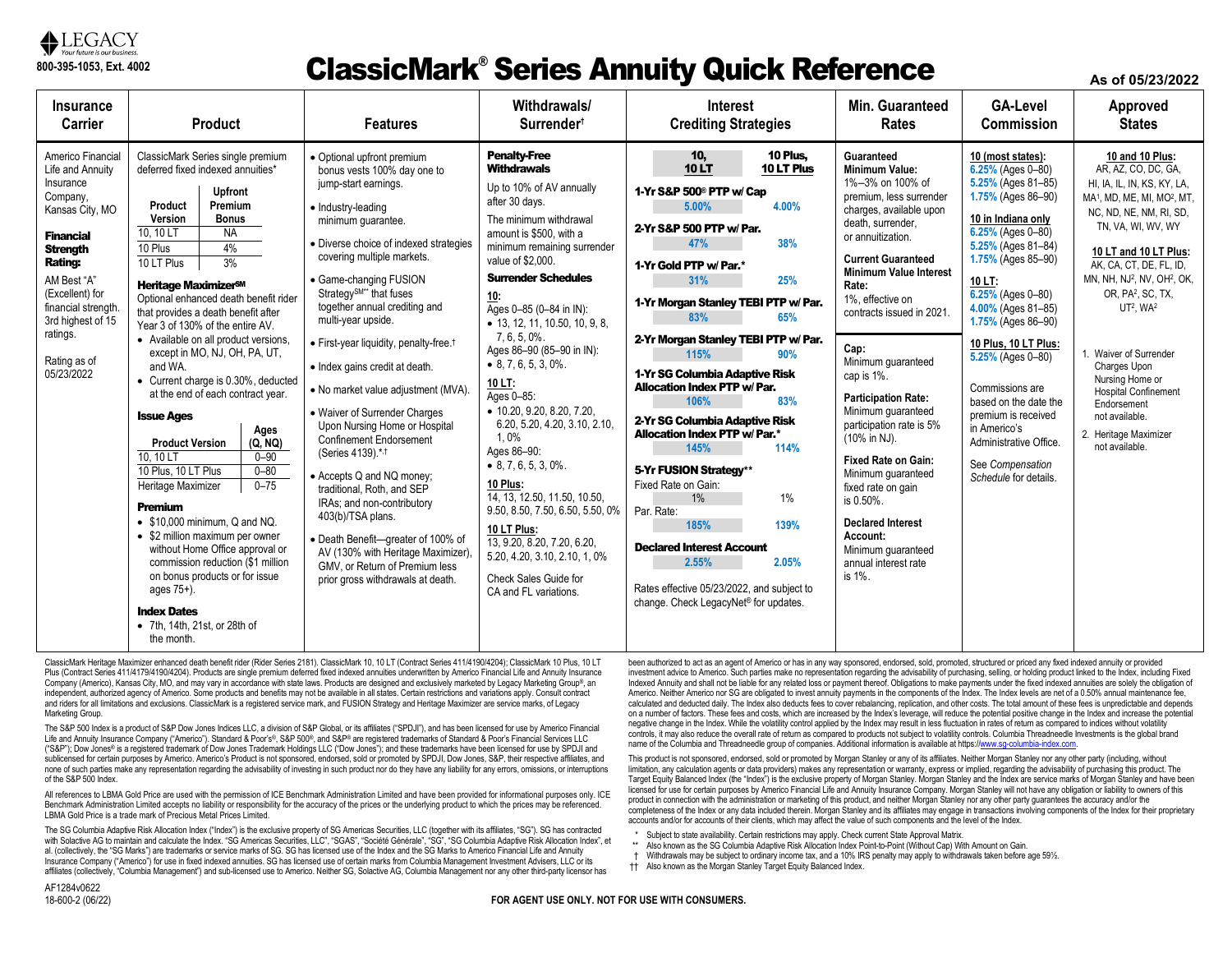LEGACY
Your future is our business.

800-395-1053, Ext. 4002

# ClassicMark® Series Annuity Quick Reference

As of 05/23/2022

## Insurance Carrier

Americo Financial Life and Annuity Insurance Company, Kansas City, MO

**Financial Strength Rating:**

AM Best "A" (Excellent) for financial strength. 3rd highest of 15 ratings.

Rating as of 05/23/2022

## Product

ClassicMark Series single premium deferred fixed indexed annuities*

| Product Version | Upfront Premium Bonus |
|---|---|
| 10, 10 LT | NA |
| 10 Plus | 4% |
| 10 LT Plus | 3% |

**Heritage Maximizer℠**

Optional enhanced death benefit rider that provides a death benefit after Year 3 of 130% of the entire AV.

- Available on all product versions, except in MO, NJ, OH, PA, UT, and WA.
- Current charge is 0.30%, deducted at the end of each contract year.

**Issue Ages**

| Product Version | Ages (Q, NQ) |
|---|---|
| 10, 10 LT | 0–90 |
| 10 Plus, 10 LT Plus | 0–80 |
| Heritage Maximizer | 0–75 |

**Premium**

- $10,000 minimum, Q and NQ.
- $2 million maximum per owner without Home Office approval or commission reduction ($1 million on bonus products or for issue ages 75+).

**Index Dates**

- 7th, 14th, 21st, or 28th of the month.

## Features

- Optional upfront premium bonus vests 100% day one to jump-start earnings.
- Industry-leading minimum guarantee.
- Diverse choice of indexed strategies covering multiple markets.
- Game-changing FUSION Strategy℠** that fuses together annual crediting and multi-year upside.
- First-year liquidity, penalty-free.†
- Index gains credit at death.
- No market value adjustment (MVA).
- Waiver of Surrender Charges Upon Nursing Home or Hospital Confinement Endorsement (Series 4139).*,†
- Accepts Q and NQ money; traditional, Roth, and SEP IRAs; and non-contributory 403(b)/TSA plans.
- Death Benefit—greater of 100% of AV (130% with Heritage Maximizer), GMV, or Return of Premium less prior gross withdrawals at death.

## Withdrawals/Surrender†

**Penalty-Free Withdrawals**

Up to 10% of AV annually after 30 days.

The minimum withdrawal amount is $500, with a minimum remaining surrender value of $2,000.

**Surrender Schedules**

**10:**
Ages 0–85 (0–84 in IN):
- 13, 12, 11, 10.50, 10, 9, 8, 7, 6, 5, 0%.

Ages 86–90 (85–90 in IN):
- 8, 7, 6, 5, 3, 0%.

**10 LT:**
Ages 0–85:
- 10.20, 9.20, 8.20, 7.20, 6.20, 5.20, 4.20, 3.10, 2.10, 1, 0%

Ages 86–90:
- 8, 7, 6, 5, 3, 0%.

**10 Plus:**
14, 13, 12.50, 11.50, 10.50, 9.50, 8.50, 7.50, 6.50, 5.50, 0%

**10 LT Plus:**
13, 9.20, 8.20, 7.20, 6.20, 5.20, 4.20, 3.10, 2.10, 1, 0%

Check Sales Guide for CA and FL variations.

## Interest Crediting Strategies

| Strategy | 10, 10 LT | 10 Plus, 10 LT Plus |
|---|---|---|
| 1-Yr S&P 500® PTP w/ Cap | 5.00% | 4.00% |
| 2-Yr S&P 500 PTP w/ Par. | 47% | 38% |
| 1-Yr Gold PTP w/ Par.* | 31% | 25% |
| 1-Yr Morgan Stanley TEBI PTP w/ Par. | 83% | 65% |
| 2-Yr Morgan Stanley TEBI PTP w/ Par. | 115% | 90% |
| 1-Yr SG Columbia Adaptive Risk Allocation Index PTP w/ Par. | 106% | 83% |
| 2-Yr SG Columbia Adaptive Risk Allocation Index PTP w/ Par.* | 145% | 114% |
| 5-Yr FUSION Strategy** — Fixed Rate on Gain: | 1% | 1% |
| 5-Yr FUSION Strategy** — Par. Rate: | 185% | 139% |
| Declared Interest Account | 2.55% | 2.05% |

Rates effective 05/23/2022, and subject to change. Check LegacyNet® for updates.

## Min. Guaranteed Rates

**Guaranteed Minimum Value:**
1%–3% on 100% of premium, less surrender charges, available upon death, surrender, or annuitization.

**Current Guaranteed Minimum Value Interest Rate:**
1%, effective on contracts issued in 2021.

**Cap:**
Minimum guaranteed cap is 1%.

**Participation Rate:**
Minimum guaranteed participation rate is 5% (10% in NJ).

**Fixed Rate on Gain:**
Minimum guaranteed fixed rate on gain is 0.50%.

**Declared Interest Account:**
Minimum guaranteed annual interest rate is 1%.

## GA-Level Commission

**10 (most states):**
6.25% (Ages 0–80)
5.25% (Ages 81–85)
1.75% (Ages 86–90)

**10 in Indiana only**
6.25% (Ages 0–80)
5.25% (Ages 81–84)
1.75% (Ages 85–90)

**10 LT:**
6.25% (Ages 0–80)
4.00% (Ages 81–85)
1.75% (Ages 86–90)

**10 Plus, 10 LT Plus:**
5.25% (Ages 0–80)

Commissions are based on the date the premium is received in Americo's Administrative Office.

See *Compensation Schedule* for details.

## Approved States

**10 and 10 Plus:**
AR, AZ, CO, DC, GA, HI, IA, IL, IN, KS, KY, LA, MA[1], MD, ME, MI, MO[2], MT, NC, ND, NE, NM, RI, SD, TN, VA, WI, WV, WY

**10 LT and 10 LT Plus:**
AK, CA, CT, DE, FL, ID, MN, NH, NJ[2], NV, OH[2], OK, OR, PA[2], SC, TX, UT[2], WA[2]

1. Waiver of Surrender Charges Upon Nursing Home or Hospital Confinement Endorsement not available.
2. Heritage Maximizer not available.

---

ClassicMark Heritage Maximizer enhanced death benefit rider (Rider Series 2181). ClassicMark 10, 10 LT (Contract Series 411/4190/4204); ClassicMark 10 Plus, 10 LT Plus (Contract Series 411/4179/4190/4204). Products are single premium deferred fixed indexed annuities underwritten by Americo Financial Life and Annuity Insurance Company (Americo), Kansas City, MO, and may vary in accordance with state laws. Products are designed and exclusively marketed by Legacy Marketing Group®, an independent, authorized agency of Americo. Some products and benefits may not be available in all states. Certain restrictions and variations apply. Consult contract and riders for all limitations and exclusions. ClassicMark is a registered service mark, and FUSION Strategy and Heritage Maximizer are service marks, of Legacy Marketing Group.

The S&P 500 Index is a product of S&P Dow Jones Indices LLC, a division of S&P Global, or its affiliates ("SPDJI"), and has been licensed for use by Americo Financial Life and Annuity Insurance Company ("Americo"). Standard & Poor's®, S&P 500®, and S&P® are registered trademarks of Standard & Poor's Financial Services LLC ("S&P"); Dow Jones® is a registered trademark of Dow Jones Trademark Holdings LLC ("Dow Jones"); and these trademarks have been licensed for use by SPDJI and sublicensed for certain purposes by Americo. Americo's Product is not sponsored, endorsed, sold or promoted by SPDJI, Dow Jones, S&P, their respective affiliates, and none of such parties make any representation regarding the advisability of investing in such product nor do they have any liability for any errors, omissions, or interruptions of the S&P 500 Index.

All references to LBMA Gold Price are used with the permission of ICE Benchmark Administration Limited and have been provided for informational purposes only. ICE Benchmark Administration Limited accepts no liability or responsibility for the accuracy of the prices or the underlying product to which the prices may be referenced. LBMA Gold Price is a trade mark of Precious Metal Prices Limited.

The SG Columbia Adaptive Risk Allocation Index ("Index") is the exclusive property of SG Americas Securities, LLC (together with its affiliates, "SG"). SG has contracted with Solactive AG to maintain and calculate the Index. "SG Americas Securities, LLC", "SGAS", "Société Générale", "SG", "SG Columbia Adaptive Risk Allocation Index", et al. (collectively, the "SG Marks") are trademarks or service marks of SG. SG has licensed use of the Index and the SG Marks to Americo Financial Life and Annuity Insurance Company ("Americo") for use in fixed indexed annuities. SG has licensed use of certain marks from Columbia Management Investment Advisers, LLC or its affiliates (collectively, "Columbia Management") and sub-licensed use to Americo. Neither SG, Solactive AG, Columbia Management nor any other third-party licensor has been authorized to act as an agent of Americo or has in any way sponsored, endorsed, sold, promoted, structured or priced any fixed indexed annuity or provided investment advice to Americo. Such parties make no representation regarding the advisability of purchasing, selling, or holding product linked to the Index, including Fixed Indexed Annuity and shall not be liable for any related loss or payment thereof. Obligations to make payments under the fixed indexed annuities are solely the obligation of Americo. Neither Americo nor SG are obligated to invest annuity payments in the components of the Index. The Index levels are net of a 0.50% annual maintenance fee, calculated and deducted daily. The Index also deducts fees to cover rebalancing, replication, and other costs. The total amount of these fees is unpredictable and depends on a number of factors. These fees and costs, which are increased by the Index's leverage, will reduce the potential positive change in the Index and increase the potential negative change in the Index. While the volatility control applied by the Index may result in less fluctuation in rates of return as compared to indices without volatility controls, it may also reduce the overall rate of return as compared to products not subject to volatility controls. Columbia Threadneedle Investments is the global brand name of the Columbia and Threadneedle group of companies. Additional information is available at https://www.sg-columbia-index.com.

This product is not sponsored, endorsed, sold or promoted by Morgan Stanley or any of its affiliates. Neither Morgan Stanley nor any other party (including, without limitation, any calculation agents or data providers) makes any representation or warranty, express or implied, regarding the advisability of purchasing this product. The Target Equity Balanced Index (the "Index") is the exclusive property of Morgan Stanley. Morgan Stanley and the Index are service marks of Morgan Stanley and have been licensed for use for certain purposes by Americo Financial Life and Annuity Insurance Company. Morgan Stanley will not have any obligation or liability to owners of this product in connection with the administration or marketing of this product, and neither Morgan Stanley nor any other party guarantees the accuracy and/or the completeness of the Index or any data included therein. Morgan Stanley and its affiliates may engage in transactions involving components of the Index for their proprietary accounts and/or for accounts of their clients, which may affect the value of such components and the level of the Index.

\* Subject to state availability. Certain restrictions may apply. Check current State Approval Matrix.
\*\* Also known as the SG Columbia Adaptive Risk Allocation Index Point-to-Point (Without Cap) With Amount on Gain.
† Withdrawals may be subject to ordinary income tax, and a 10% IRS penalty may apply to withdrawals taken before age 59½.
†† Also known as the Morgan Stanley Target Equity Balanced Index.

AF1284v0622
18-600-2 (06/22)

**FOR AGENT USE ONLY. NOT FOR USE WITH CONSUMERS.**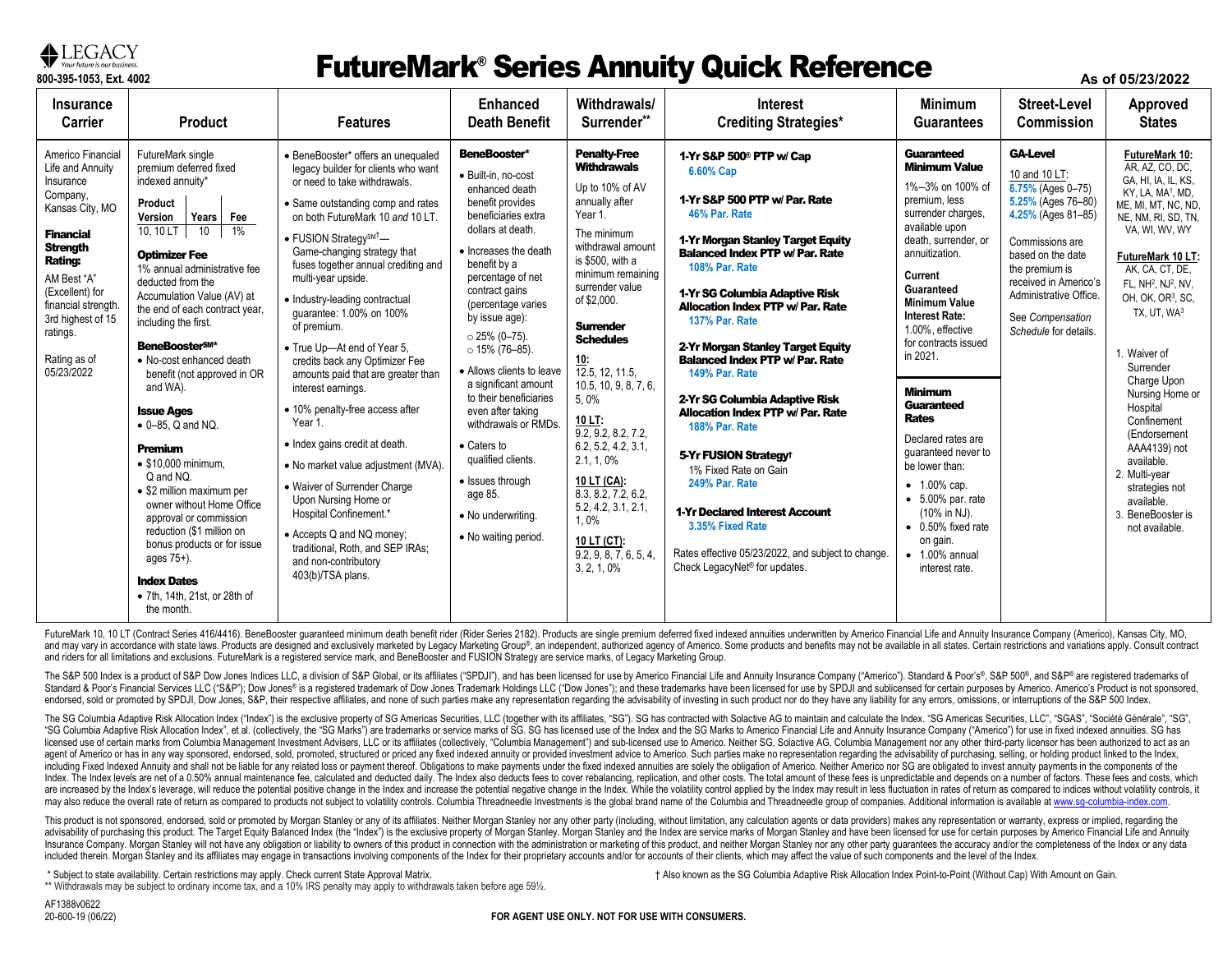LEGACY
Your future is our business.

800-395-1053, Ext. 4002

# FutureMark® Series Annuity Quick Reference

As of 05/23/2022

| Insurance Carrier | Product | Features | Enhanced Death Benefit | Withdrawals/ Surrender** | Interest Crediting Strategies* | Minimum Guarantees | Street-Level Commission | Approved States |
|---|---|---|---|---|---|---|---|---|
| Americo Financial Life and Annuity Insurance Company, Kansas City, MO<br><br>**Financial Strength Rating:**<br>AM Best "A" (Excellent) for financial strength. 3rd highest of 15 ratings.<br><br>Rating as of 05/23/2022 | FutureMark single premium deferred fixed indexed annuity*<br><br>**Product Version / Years / Fee**<br>10, 10 LT / 10 / 1%<br><br>**Optimizer Fee**<br>1% annual administrative fee deducted from the Accumulation Value (AV) at the end of each contract year, including the first.<br><br>**BeneBooster℠***<br>• No-cost enhanced death benefit (not approved in OR and WA).<br><br>**Issue Ages**<br>• 0–85, Q and NQ.<br><br>**Premium**<br>• $10,000 minimum, Q and NQ.<br>• $2 million maximum per owner without Home Office approval or commission reduction ($1 million on bonus products or for issue ages 75+).<br><br>**Index Dates**<br>• 7th, 14th, 21st, or 28th of the month. | • BeneBooster* offers an unequaled legacy builder for clients who want or need to take withdrawals.<br>• Same outstanding comp and rates on both FutureMark 10 *and* 10 LT.<br>• FUSION Strategy℠†— Game-changing strategy that fuses together annual crediting and multi-year upside.<br>• Industry-leading contractual guarantee: 1.00% on 100% of premium.<br>• True Up—At end of Year 5, credits back any Optimizer Fee amounts paid that are greater than interest earnings.<br>• 10% penalty-free access after Year 1.<br>• Index gains credit at death.<br>• No market value adjustment (MVA).<br>• Waiver of Surrender Charge Upon Nursing Home or Hospital Confinement.*<br>• Accepts Q and NQ money; traditional, Roth, and SEP IRAs; and non-contributory 403(b)/TSA plans. | **BeneBooster***<br>• Built-in, no-cost enhanced death benefit provides beneficiaries extra dollars at death.<br>• Increases the death benefit by a percentage of net contract gains (percentage varies by issue age):<br>○ 25% (0–75).<br>○ 15% (76–85).<br>• Allows clients to leave a significant amount to their beneficiaries even after taking withdrawals or RMDs.<br>• Caters to qualified clients.<br>• Issues through age 85.<br>• No underwriting.<br>• No waiting period. | **Penalty-Free Withdrawals**<br>Up to 10% of AV annually after Year 1.<br>The minimum withdrawal amount is $500, with a minimum remaining surrender value of $2,000.<br><br>**Surrender Schedules**<br>10:<br>12.5, 12, 11.5, 10.5, 10, 9, 8, 7, 6, 5, 0%<br>10 LT:<br>9.2, 9.2, 8.2, 7.2, 6.2, 5.2, 4.2, 3.1, 2.1, 1, 0%<br>10 LT (CA):<br>8.3, 8.2, 7.2, 6.2, 5.2, 4.2, 3.1, 2.1, 1, 0%<br>10 LT (CT):<br>9.2, 9, 8, 7, 6, 5, 4, 3, 2, 1, 0% | **1-Yr S&P 500® PTP w/ Cap**<br>6.60% Cap<br><br>**1-Yr S&P 500 PTP w/ Par. Rate**<br>46% Par. Rate<br><br>**1-Yr Morgan Stanley Target Equity Balanced Index PTP w/ Par. Rate**<br>108% Par. Rate<br><br>**1-Yr SG Columbia Adaptive Risk Allocation Index PTP w/ Par. Rate**<br>137% Par. Rate<br><br>**2-Yr Morgan Stanley Target Equity Balanced Index PTP w/ Par. Rate**<br>149% Par. Rate<br><br>**2-Yr SG Columbia Adaptive Risk Allocation Index PTP w/ Par. Rate**<br>188% Par. Rate<br><br>**5-Yr FUSION Strategy†**<br>1% Fixed Rate on Gain<br>249% Par. Rate<br><br>**1-Yr Declared Interest Account**<br>3.35% Fixed Rate<br><br>Rates effective 05/23/2022, and subject to change. Check LegacyNet® for updates. | **Guaranteed Minimum Value**<br>1%–3% on 100% of premium, less surrender charges, available upon death, surrender, or annuitization.<br>**Current Guaranteed Minimum Value Interest Rate:**<br>1.00%, effective for contracts issued in 2021.<br><br>**Minimum Guaranteed Rates**<br>Declared rates are guaranteed never to be lower than:<br>• 1.00% cap.<br>• 5.00% par. rate (10% in NJ).<br>• 0.50% fixed rate on gain.<br>• 1.00% annual interest rate. | **GA-Level**<br>10 and 10 LT:<br>6.75% (Ages 0–75)<br>5.25% (Ages 76–80)<br>4.25% (Ages 81–85)<br><br>Commissions are based on the date the premium is received in Americo's Administrative Office.<br>See *Compensation Schedule* for details. | **FutureMark 10:**<br>AR, AZ, CO, DC, GA, HI, IA, IL, KS, KY, LA, MA[1], MD, ME, MI, MT, NC, ND, NE, NM, RI, SD, TN, VA, WI, WV, WY<br><br>**FutureMark 10 LT:**<br>AK, CA, CT, DE, FL, NH[2], NJ[2], NV, OH, OK, OR[3], SC, TX, UT, WA[3]<br><br>1. Waiver of Surrender Charge Upon Nursing Home or Hospital Confinement (Endorsement AAA4139) not available.<br>2. Multi-year strategies not available.<br>3. BeneBooster is not available. |

FutureMark 10, 10 LT (Contract Series 416/4416). BeneBooster guaranteed minimum death benefit rider (Rider Series 2182). Products are single premium deferred fixed indexed annuities underwritten by Americo Financial Life and Annuity Insurance Company (Americo), Kansas City, MO, and may vary in accordance with state laws. Products are designed and exclusively marketed by Legacy Marketing Group®, an independent, authorized agency of Americo. Some products and benefits may not be available in all states. Certain restrictions and variations apply. Consult contract and riders for all limitations and exclusions. FutureMark is a registered service mark, and BeneBooster and FUSION Strategy are service marks, of Legacy Marketing Group.

The S&P 500 Index is a product of S&P Dow Jones Indices LLC, a division of S&P Global, or its affiliates ("SPDJI"), and has been licensed for use by Americo Financial Life and Annuity Insurance Company ("Americo"). Standard & Poor's®, S&P 500®, and S&P® are registered trademarks of Standard & Poor's Financial Services LLC ("S&P"); Dow Jones® is a registered trademark of Dow Jones Trademark Holdings LLC ("Dow Jones"); and these trademarks have been licensed for use by SPDJI and sublicensed for certain purposes by Americo. Americo's Product is not sponsored, endorsed, sold or promoted by SPDJI, Dow Jones, S&P, their respective affiliates, and none of such parties make any representation regarding the advisability of investing in such product nor do they have any liability for any errors, omissions, or interruptions of the S&P 500 Index.

The SG Columbia Adaptive Risk Allocation Index ("Index") is the exclusive property of SG Americas Securities, LLC (together with its affiliates, "SG"). SG has contracted with Solactive AG to maintain and calculate the Index. "SG Americas Securities, LLC", "SGAS", "Société Générale", "SG", "SG Columbia Adaptive Risk Allocation Index", et al. (collectively, the "SG Marks") are trademarks or service marks of SG. SG has licensed use of the Index and the SG Marks to Americo Financial Life and Annuity Insurance Company ("Americo") for use in fixed indexed annuities. SG has licensed use of certain marks from Columbia Management Investment Advisers, LLC or its affiliates (collectively, "Columbia Management") and sub-licensed use to Americo. Neither SG, Solactive AG, Columbia Management nor any other third-party licensor has been authorized to act as an agent of Americo or has in any way sponsored, endorsed, sold, promoted, structured or priced any fixed indexed annuity or provided investment advice to Americo. Such parties make no representation regarding the advisability of purchasing, selling, or holding product linked to the Index, including Fixed Indexed Annuity and shall not be liable for any related loss or payment thereof. Obligations to make payments under the fixed indexed annuities are solely the obligation of Americo. Neither Americo nor SG are obligated to invest annuity payments in the components of the Index. The Index levels are net of a 0.50% annual maintenance fee, calculated and deducted daily. The Index also deducts fees to cover rebalancing, replication, and other costs. The total amount of these fees is unpredictable and depends on a number of factors. These fees and costs, which are increased by the Index's leverage, will reduce the potential positive change in the Index and increase the potential negative change in the Index. While the volatility control applied by the Index may result in less fluctuation in rates of return as compared to indices without volatility controls, it may also reduce the overall rate of return as compared to products not subject to volatility controls. Columbia Threadneedle Investments is the global brand name of the Columbia and Threadneedle group of companies. Additional information is available at www.sg-columbia-index.com.

This product is not sponsored, endorsed, sold or promoted by Morgan Stanley or any of its affiliates. Neither Morgan Stanley nor any other party (including, without limitation, any calculation agents or data providers) makes any representation or warranty, express or implied, regarding the advisability of purchasing this product. The Target Equity Balanced Index (the "Index") is the exclusive property of Morgan Stanley. Morgan Stanley and the Index are service marks of Morgan Stanley and have been licensed for use for certain purposes by Americo Financial Life and Annuity Insurance Company. Morgan Stanley will not have any obligation or liability to owners of this product in connection with the administration or marketing of this product, and neither Morgan Stanley nor any other party guarantees the accuracy and/or the completeness of the Index or any data included therein. Morgan Stanley and its affiliates may engage in transactions involving components of the Index for their proprietary accounts and/or for accounts of their clients, which may affect the value of such components and the level of the Index.

\* Subject to state availability. Certain restrictions may apply. Check current State Approval Matrix.

† Also known as the SG Columbia Adaptive Risk Allocation Index Point-to-Point (Without Cap) With Amount on Gain.

\*\* Withdrawals may be subject to ordinary income tax, and a 10% IRS penalty may apply to withdrawals taken before age 59½.

AF1388v0622
20-600-19 (06/22)

FOR AGENT USE ONLY. NOT FOR USE WITH CONSUMERS.